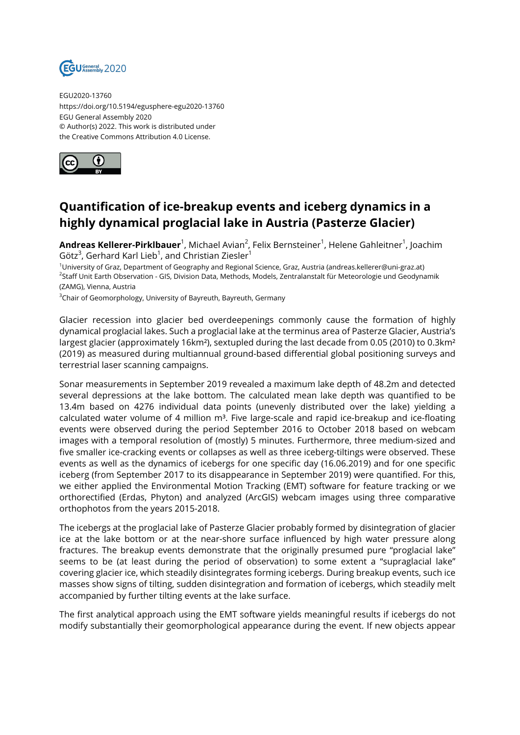EGU2020-13760
https://doi.org/10.5194/egusphere-egu2020-13760
EGU General Assembly 2020
© Author(s) 2022. This work is distributed under
the Creative Commons Attribution 4.0 License.

# Quantification of ice-breakup events and iceberg dynamics in a highly dynamical proglacial lake in Austria (Pasterze Glacier)

**Andreas Kellerer-Pirklbauer**[1], Michael Avian[2], Felix Bernsteiner[1], Helene Gahleitner[1], Joachim Götz[3], Gerhard Karl Lieb[1], and Christian Ziesler[1]

[1]University of Graz, Department of Geography and Regional Science, Graz, Austria (andreas.kellerer@uni-graz.at)
[2]Staff Unit Earth Observation - GIS, Division Data, Methods, Models, Zentralanstalt für Meteorologie und Geodynamik (ZAMG), Vienna, Austria
[3]Chair of Geomorphology, University of Bayreuth, Bayreuth, Germany

Glacier recession into glacier bed overdeepenings commonly cause the formation of highly dynamical proglacial lakes. Such a proglacial lake at the terminus area of Pasterze Glacier, Austria's largest glacier (approximately 16km²), sextupled during the last decade from 0.05 (2010) to 0.3km² (2019) as measured during multiannual ground-based differential global positioning surveys and terrestrial laser scanning campaigns.

Sonar measurements in September 2019 revealed a maximum lake depth of 48.2m and detected several depressions at the lake bottom. The calculated mean lake depth was quantified to be 13.4m based on 4276 individual data points (unevenly distributed over the lake) yielding a calculated water volume of 4 million m³. Five large-scale and rapid ice-breakup and ice-floating events were observed during the period September 2016 to October 2018 based on webcam images with a temporal resolution of (mostly) 5 minutes. Furthermore, three medium-sized and five smaller ice-cracking events or collapses as well as three iceberg-tiltings were observed. These events as well as the dynamics of icebergs for one specific day (16.06.2019) and for one specific iceberg (from September 2017 to its disappearance in September 2019) were quantified. For this, we either applied the Environmental Motion Tracking (EMT) software for feature tracking or we orthorectified (Erdas, Phyton) and analyzed (ArcGIS) webcam images using three comparative orthophotos from the years 2015-2018.

The icebergs at the proglacial lake of Pasterze Glacier probably formed by disintegration of glacier ice at the lake bottom or at the near-shore surface influenced by high water pressure along fractures. The breakup events demonstrate that the originally presumed pure "proglacial lake" seems to be (at least during the period of observation) to some extent a "supraglacial lake" covering glacier ice, which steadily disintegrates forming icebergs. During breakup events, such ice masses show signs of tilting, sudden disintegration and formation of icebergs, which steadily melt accompanied by further tilting events at the lake surface.

The first analytical approach using the EMT software yields meaningful results if icebergs do not modify substantially their geomorphological appearance during the event. If new objects appear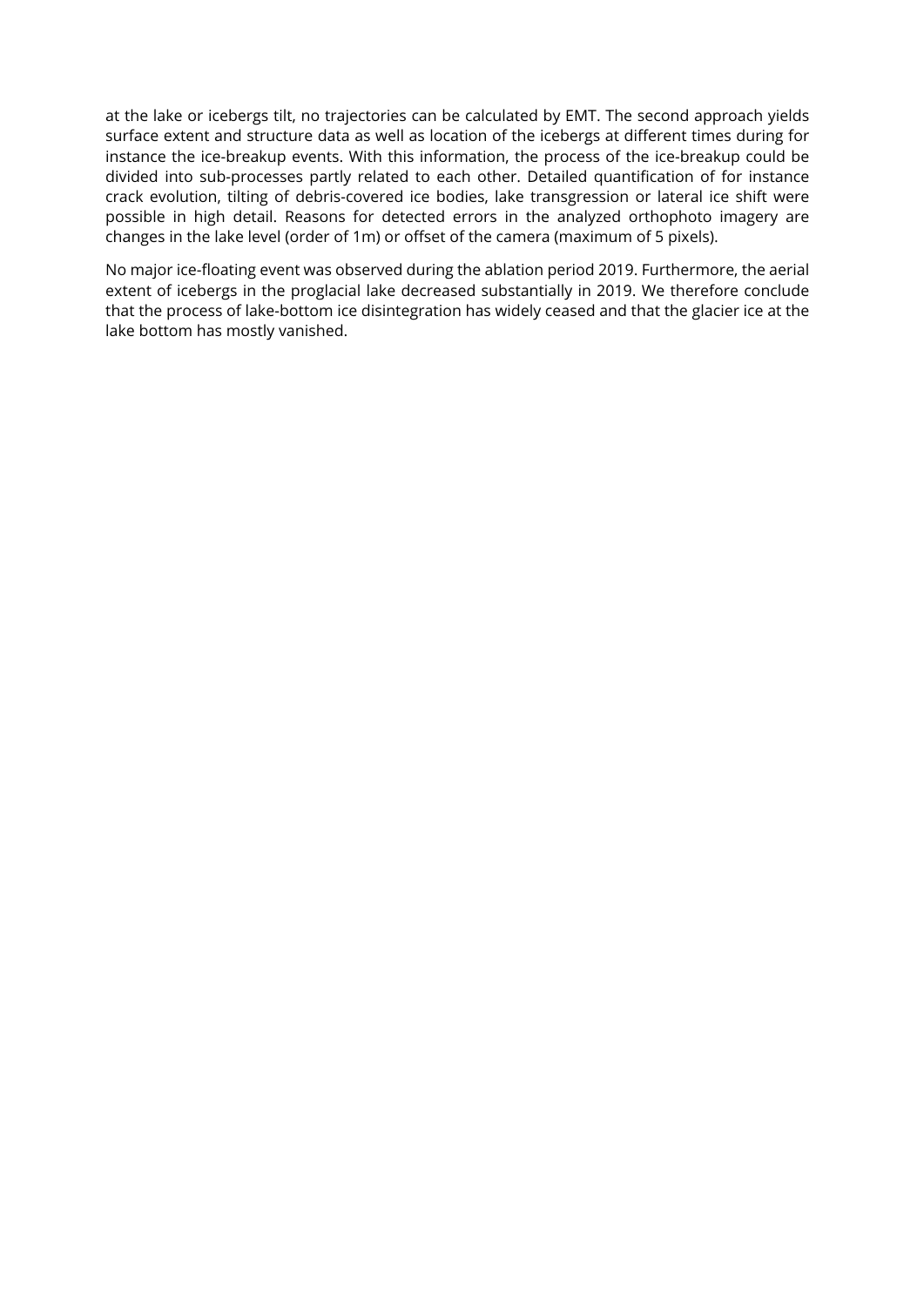at the lake or icebergs tilt, no trajectories can be calculated by EMT. The second approach yields surface extent and structure data as well as location of the icebergs at different times during for instance the ice-breakup events. With this information, the process of the ice-breakup could be divided into sub-processes partly related to each other. Detailed quantification of for instance crack evolution, tilting of debris-covered ice bodies, lake transgression or lateral ice shift were possible in high detail. Reasons for detected errors in the analyzed orthophoto imagery are changes in the lake level (order of 1m) or offset of the camera (maximum of 5 pixels).

No major ice-floating event was observed during the ablation period 2019. Furthermore, the aerial extent of icebergs in the proglacial lake decreased substantially in 2019. We therefore conclude that the process of lake-bottom ice disintegration has widely ceased and that the glacier ice at the lake bottom has mostly vanished.